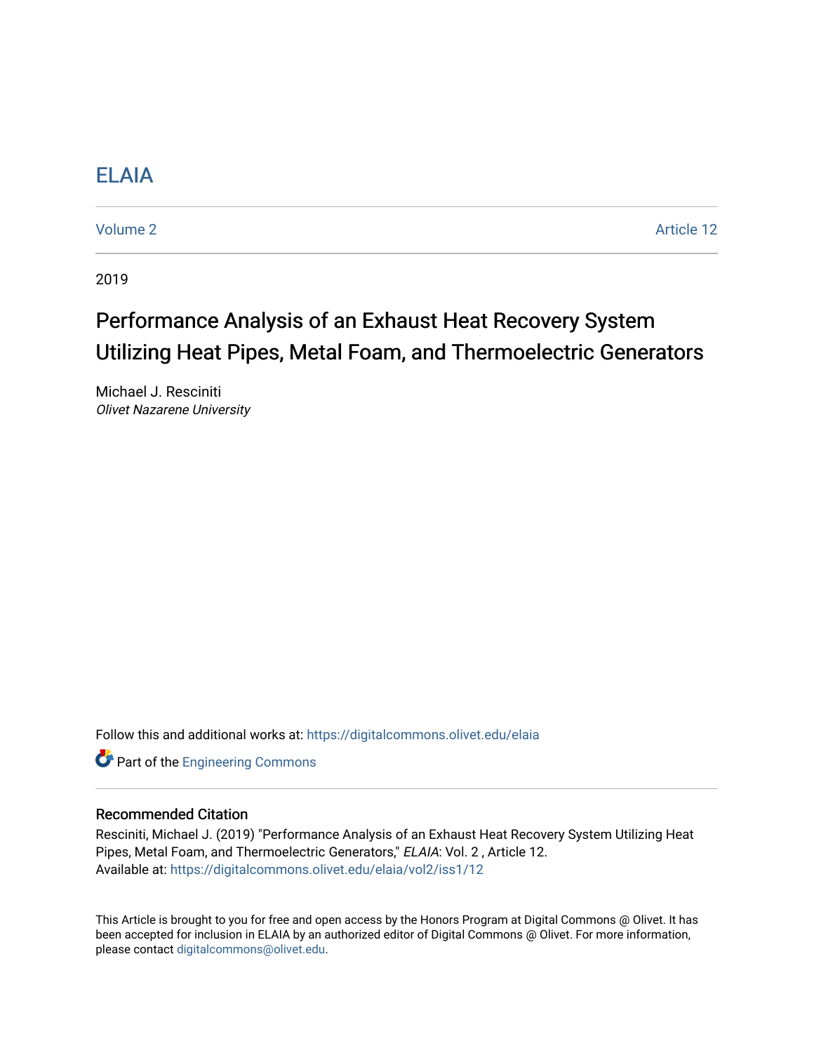# ELAIA

Volume 2 Article 12

2019

## Performance Analysis of an Exhaust Heat Recovery System Utilizing Heat Pipes, Metal Foam, and Thermoelectric Generators

Michael J. Resciniti
*Olivet Nazarene University*

Follow this and additional works at: https://digitalcommons.olivet.edu/elaia

Part of the Engineering Commons

### Recommended Citation

Resciniti, Michael J. (2019) "Performance Analysis of an Exhaust Heat Recovery System Utilizing Heat Pipes, Metal Foam, and Thermoelectric Generators," *ELAIA*: Vol. 2 , Article 12.
Available at: https://digitalcommons.olivet.edu/elaia/vol2/iss1/12

This Article is brought to you for free and open access by the Honors Program at Digital Commons @ Olivet. It has been accepted for inclusion in ELAIA by an authorized editor of Digital Commons @ Olivet. For more information, please contact digitalcommons@olivet.edu.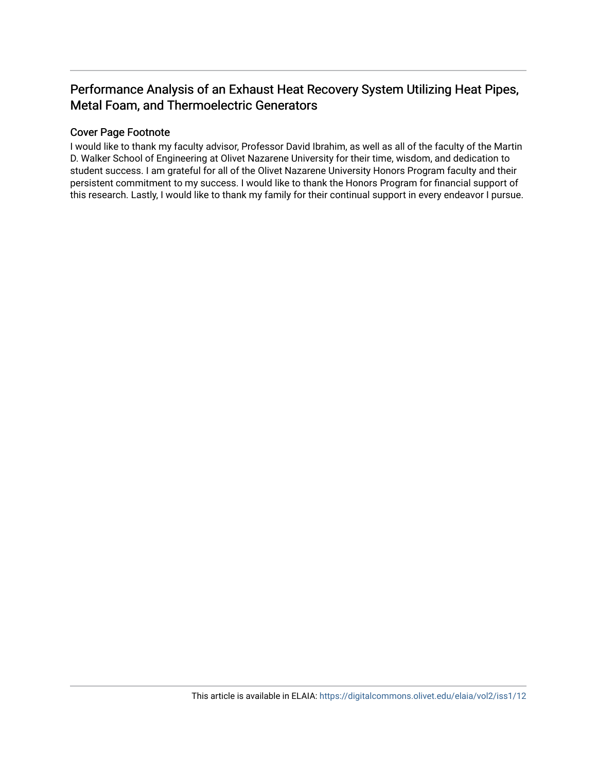# Performance Analysis of an Exhaust Heat Recovery System Utilizing Heat Pipes, Metal Foam, and Thermoelectric Generators

## Cover Page Footnote

I would like to thank my faculty advisor, Professor David Ibrahim, as well as all of the faculty of the Martin D. Walker School of Engineering at Olivet Nazarene University for their time, wisdom, and dedication to student success. I am grateful for all of the Olivet Nazarene University Honors Program faculty and their persistent commitment to my success. I would like to thank the Honors Program for financial support of this research. Lastly, I would like to thank my family for their continual support in every endeavor I pursue.

This article is available in ELAIA: https://digitalcommons.olivet.edu/elaia/vol2/iss1/12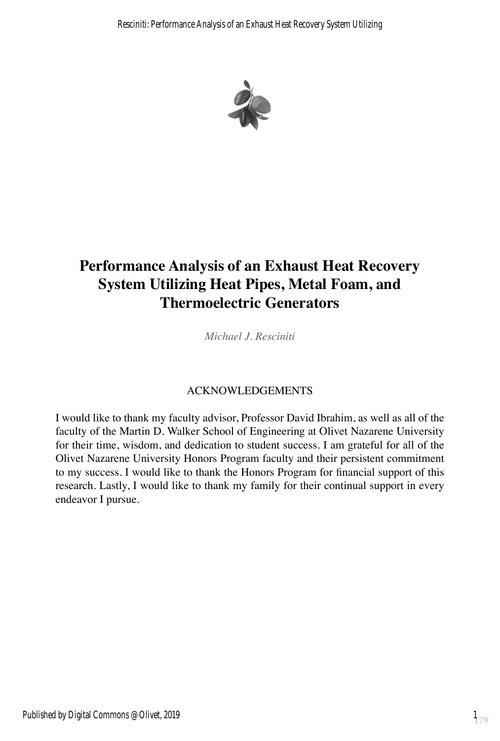# Performance Analysis of an Exhaust Heat Recovery System Utilizing Heat Pipes, Metal Foam, and Thermoelectric Generators

*Michael J. Resciniti*

## ACKNOWLEDGEMENTS

I would like to thank my faculty advisor, Professor David Ibrahim, as well as all of the faculty of the Martin D. Walker School of Engineering at Olivet Nazarene University for their time, wisdom, and dedication to student success. I am grateful for all of the Olivet Nazarene University Honors Program faculty and their persistent commitment to my success. I would like to thank the Honors Program for financial support of this research. Lastly, I would like to thank my family for their continual support in every endeavor I pursue.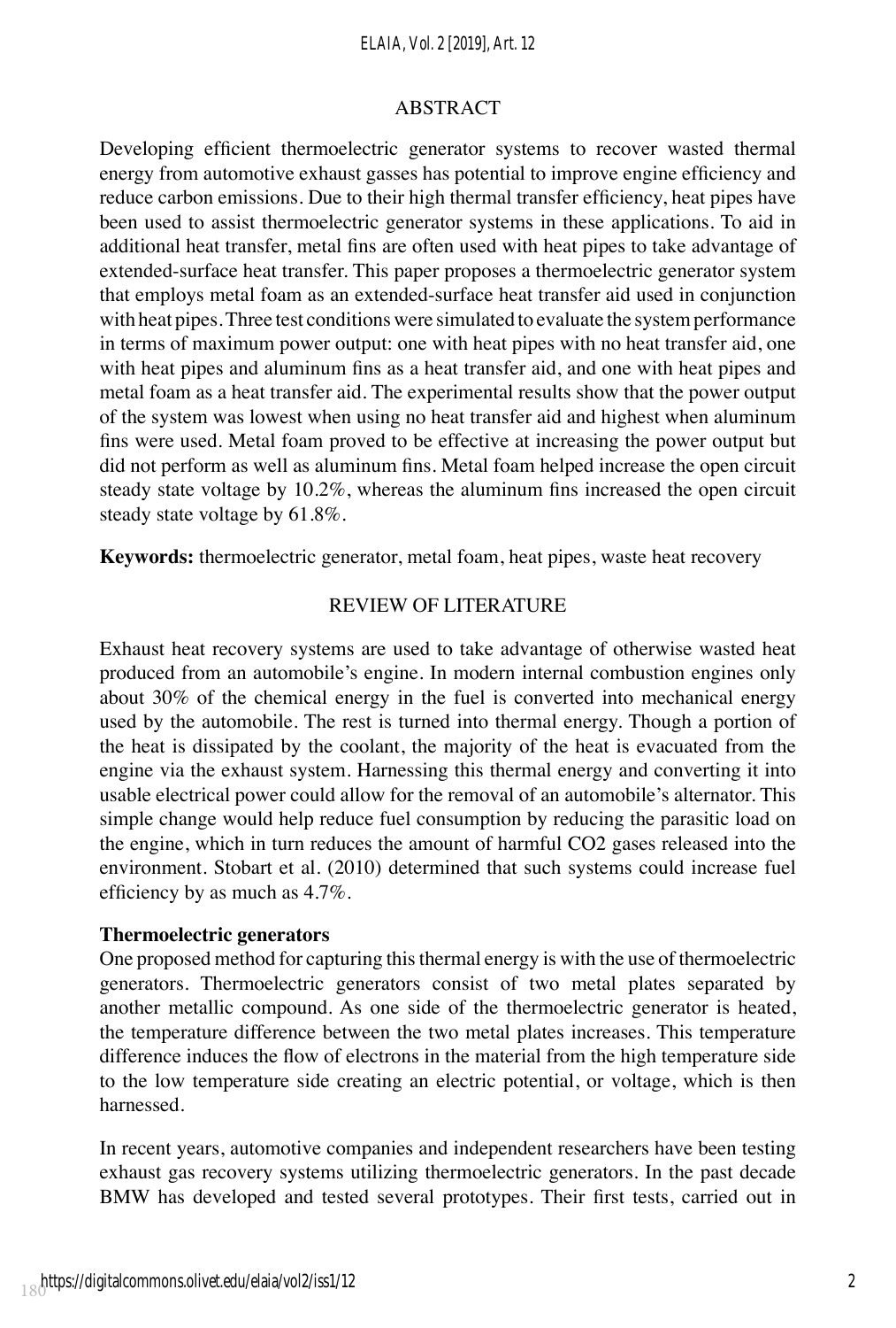## ABSTRACT

Developing efficient thermoelectric generator systems to recover wasted thermal energy from automotive exhaust gasses has potential to improve engine efficiency and reduce carbon emissions. Due to their high thermal transfer efficiency, heat pipes have been used to assist thermoelectric generator systems in these applications. To aid in additional heat transfer, metal fins are often used with heat pipes to take advantage of extended-surface heat transfer. This paper proposes a thermoelectric generator system that employs metal foam as an extended-surface heat transfer aid used in conjunction with heat pipes. Three test conditions were simulated to evaluate the system performance in terms of maximum power output: one with heat pipes with no heat transfer aid, one with heat pipes and aluminum fins as a heat transfer aid, and one with heat pipes and metal foam as a heat transfer aid. The experimental results show that the power output of the system was lowest when using no heat transfer aid and highest when aluminum fins were used. Metal foam proved to be effective at increasing the power output but did not perform as well as aluminum fins. Metal foam helped increase the open circuit steady state voltage by 10.2%, whereas the aluminum fins increased the open circuit steady state voltage by 61.8%.

**Keywords:** thermoelectric generator, metal foam, heat pipes, waste heat recovery

## REVIEW OF LITERATURE

Exhaust heat recovery systems are used to take advantage of otherwise wasted heat produced from an automobile's engine. In modern internal combustion engines only about 30% of the chemical energy in the fuel is converted into mechanical energy used by the automobile. The rest is turned into thermal energy. Though a portion of the heat is dissipated by the coolant, the majority of the heat is evacuated from the engine via the exhaust system. Harnessing this thermal energy and converting it into usable electrical power could allow for the removal of an automobile's alternator. This simple change would help reduce fuel consumption by reducing the parasitic load on the engine, which in turn reduces the amount of harmful $CO_2$ gases released into the environment. Stobart et al. (2010) determined that such systems could increase fuel efficiency by as much as 4.7%.

### Thermoelectric generators

One proposed method for capturing this thermal energy is with the use of thermoelectric generators. Thermoelectric generators consist of two metal plates separated by another metallic compound. As one side of the thermoelectric generator is heated, the temperature difference between the two metal plates increases. This temperature difference induces the flow of electrons in the material from the high temperature side to the low temperature side creating an electric potential, or voltage, which is then harnessed.

In recent years, automotive companies and independent researchers have been testing exhaust gas recovery systems utilizing thermoelectric generators. In the past decade BMW has developed and tested several prototypes. Their first tests, carried out in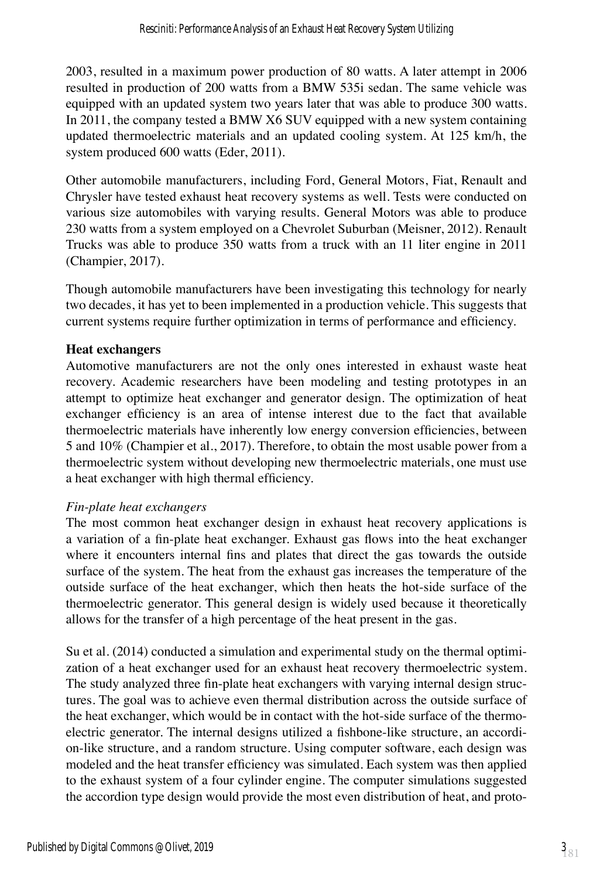2003, resulted in a maximum power production of 80 watts. A later attempt in 2006 resulted in production of 200 watts from a BMW 535i sedan. The same vehicle was equipped with an updated system two years later that was able to produce 300 watts. In 2011, the company tested a BMW X6 SUV equipped with a new system containing updated thermoelectric materials and an updated cooling system. At 125 km/h, the system produced 600 watts (Eder, 2011).

Other automobile manufacturers, including Ford, General Motors, Fiat, Renault and Chrysler have tested exhaust heat recovery systems as well. Tests were conducted on various size automobiles with varying results. General Motors was able to produce 230 watts from a system employed on a Chevrolet Suburban (Meisner, 2012). Renault Trucks was able to produce 350 watts from a truck with an 11 liter engine in 2011 (Champier, 2017).

Though automobile manufacturers have been investigating this technology for nearly two decades, it has yet to been implemented in a production vehicle. This suggests that current systems require further optimization in terms of performance and efficiency.

### Heat exchangers

Automotive manufacturers are not the only ones interested in exhaust waste heat recovery. Academic researchers have been modeling and testing prototypes in an attempt to optimize heat exchanger and generator design. The optimization of heat exchanger efficiency is an area of intense interest due to the fact that available thermoelectric materials have inherently low energy conversion efficiencies, between 5 and 10% (Champier et al., 2017). Therefore, to obtain the most usable power from a thermoelectric system without developing new thermoelectric materials, one must use a heat exchanger with high thermal efficiency.

#### *Fin-plate heat exchangers*

The most common heat exchanger design in exhaust heat recovery applications is a variation of a fin-plate heat exchanger. Exhaust gas flows into the heat exchanger where it encounters internal fins and plates that direct the gas towards the outside surface of the system. The heat from the exhaust gas increases the temperature of the outside surface of the heat exchanger, which then heats the hot-side surface of the thermoelectric generator. This general design is widely used because it theoretically allows for the transfer of a high percentage of the heat present in the gas.

Su et al. (2014) conducted a simulation and experimental study on the thermal optimization of a heat exchanger used for an exhaust heat recovery thermoelectric system. The study analyzed three fin-plate heat exchangers with varying internal design structures. The goal was to achieve even thermal distribution across the outside surface of the heat exchanger, which would be in contact with the hot-side surface of the thermoelectric generator. The internal designs utilized a fishbone-like structure, an accordion-like structure, and a random structure. Using computer software, each design was modeled and the heat transfer efficiency was simulated. Each system was then applied to the exhaust system of a four cylinder engine. The computer simulations suggested the accordion type design would provide the most even distribution of heat, and proto-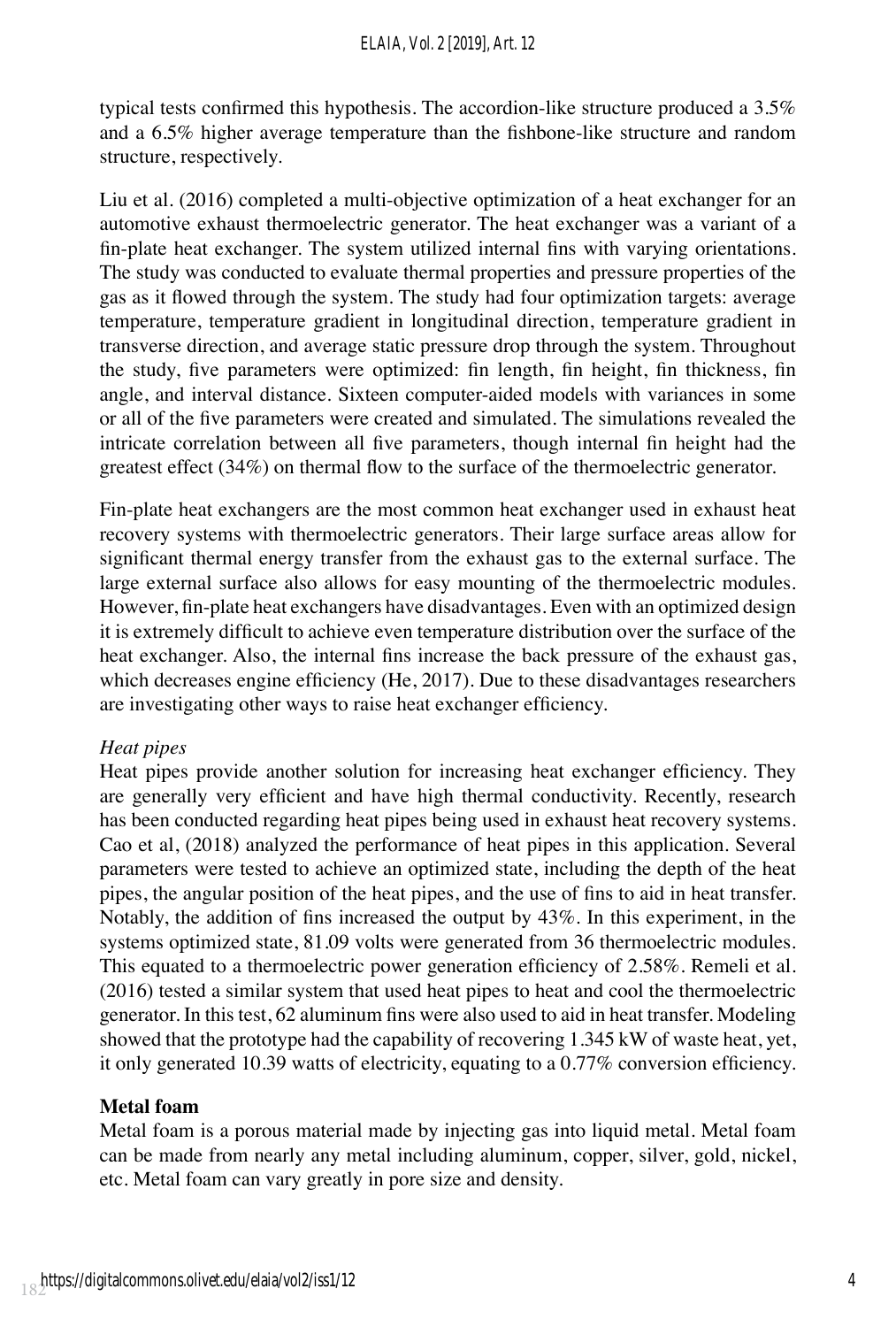typical tests confirmed this hypothesis. The accordion-like structure produced a 3.5% and a 6.5% higher average temperature than the fishbone-like structure and random structure, respectively.

Liu et al. (2016) completed a multi-objective optimization of a heat exchanger for an automotive exhaust thermoelectric generator. The heat exchanger was a variant of a fin-plate heat exchanger. The system utilized internal fins with varying orientations. The study was conducted to evaluate thermal properties and pressure properties of the gas as it flowed through the system. The study had four optimization targets: average temperature, temperature gradient in longitudinal direction, temperature gradient in transverse direction, and average static pressure drop through the system. Throughout the study, five parameters were optimized: fin length, fin height, fin thickness, fin angle, and interval distance. Sixteen computer-aided models with variances in some or all of the five parameters were created and simulated. The simulations revealed the intricate correlation between all five parameters, though internal fin height had the greatest effect (34%) on thermal flow to the surface of the thermoelectric generator.

Fin-plate heat exchangers are the most common heat exchanger used in exhaust heat recovery systems with thermoelectric generators. Their large surface areas allow for significant thermal energy transfer from the exhaust gas to the external surface. The large external surface also allows for easy mounting of the thermoelectric modules. However, fin-plate heat exchangers have disadvantages. Even with an optimized design it is extremely difficult to achieve even temperature distribution over the surface of the heat exchanger. Also, the internal fins increase the back pressure of the exhaust gas, which decreases engine efficiency (He, 2017). Due to these disadvantages researchers are investigating other ways to raise heat exchanger efficiency.

*Heat pipes*

Heat pipes provide another solution for increasing heat exchanger efficiency. They are generally very efficient and have high thermal conductivity. Recently, research has been conducted regarding heat pipes being used in exhaust heat recovery systems. Cao et al, (2018) analyzed the performance of heat pipes in this application. Several parameters were tested to achieve an optimized state, including the depth of the heat pipes, the angular position of the heat pipes, and the use of fins to aid in heat transfer. Notably, the addition of fins increased the output by 43%. In this experiment, in the systems optimized state, 81.09 volts were generated from 36 thermoelectric modules. This equated to a thermoelectric power generation efficiency of 2.58%. Remeli et al. (2016) tested a similar system that used heat pipes to heat and cool the thermoelectric generator. In this test, 62 aluminum fins were also used to aid in heat transfer. Modeling showed that the prototype had the capability of recovering 1.345 kW of waste heat, yet, it only generated 10.39 watts of electricity, equating to a 0.77% conversion efficiency.

**Metal foam**

Metal foam is a porous material made by injecting gas into liquid metal. Metal foam can be made from nearly any metal including aluminum, copper, silver, gold, nickel, etc. Metal foam can vary greatly in pore size and density.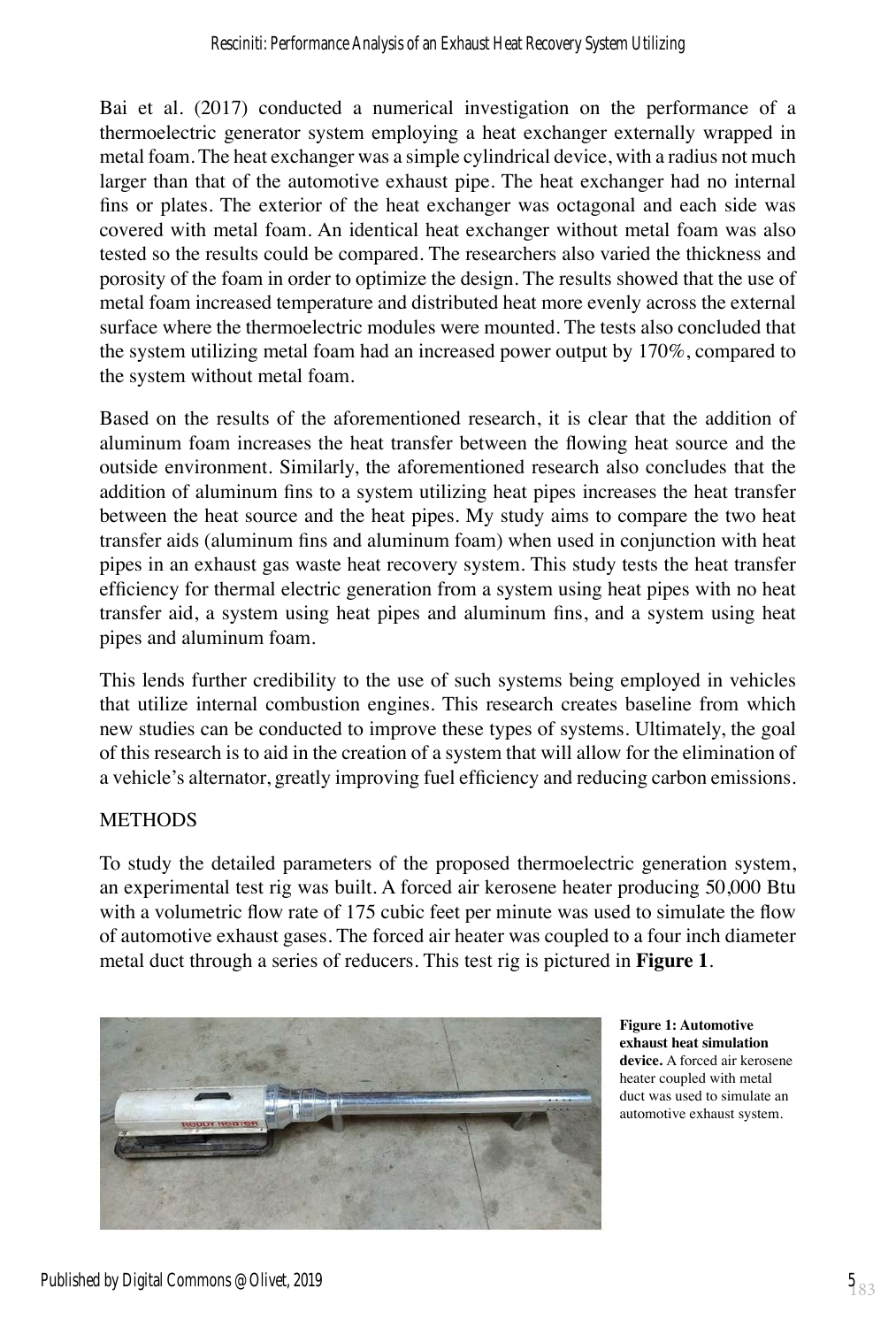Bai et al. (2017) conducted a numerical investigation on the performance of a thermoelectric generator system employing a heat exchanger externally wrapped in metal foam. The heat exchanger was a simple cylindrical device, with a radius not much larger than that of the automotive exhaust pipe. The heat exchanger had no internal fins or plates. The exterior of the heat exchanger was octagonal and each side was covered with metal foam. An identical heat exchanger without metal foam was also tested so the results could be compared. The researchers also varied the thickness and porosity of the foam in order to optimize the design. The results showed that the use of metal foam increased temperature and distributed heat more evenly across the external surface where the thermoelectric modules were mounted. The tests also concluded that the system utilizing metal foam had an increased power output by 170%, compared to the system without metal foam.

Based on the results of the aforementioned research, it is clear that the addition of aluminum foam increases the heat transfer between the flowing heat source and the outside environment. Similarly, the aforementioned research also concludes that the addition of aluminum fins to a system utilizing heat pipes increases the heat transfer between the heat source and the heat pipes. My study aims to compare the two heat transfer aids (aluminum fins and aluminum foam) when used in conjunction with heat pipes in an exhaust gas waste heat recovery system. This study tests the heat transfer efficiency for thermal electric generation from a system using heat pipes with no heat transfer aid, a system using heat pipes and aluminum fins, and a system using heat pipes and aluminum foam.

This lends further credibility to the use of such systems being employed in vehicles that utilize internal combustion engines. This research creates baseline from which new studies can be conducted to improve these types of systems. Ultimately, the goal of this research is to aid in the creation of a system that will allow for the elimination of a vehicle's alternator, greatly improving fuel efficiency and reducing carbon emissions.

## METHODS

To study the detailed parameters of the proposed thermoelectric generation system, an experimental test rig was built. A forced air kerosene heater producing 50,000 Btu with a volumetric flow rate of 175 cubic feet per minute was used to simulate the flow of automotive exhaust gases. The forced air heater was coupled to a four inch diameter metal duct through a series of reducers. This test rig is pictured in **Figure 1**.

**Figure 1: Automotive exhaust heat simulation device.** A forced air kerosene heater coupled with metal duct was used to simulate an automotive exhaust system.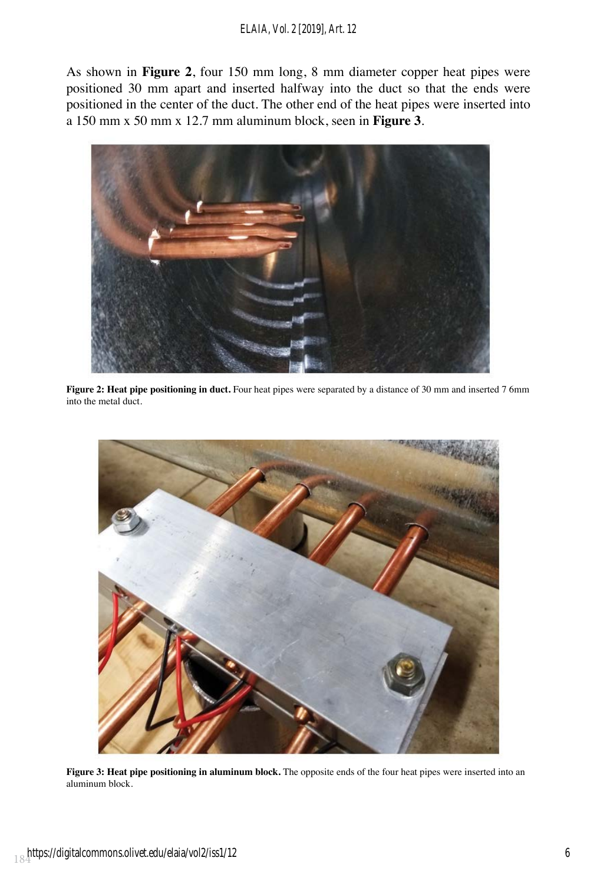As shown in **Figure 2**, four 150 mm long, 8 mm diameter copper heat pipes were positioned 30 mm apart and inserted halfway into the duct so that the ends were positioned in the center of the duct. The other end of the heat pipes were inserted into a 150 mm x 50 mm x 12.7 mm aluminum block, seen in **Figure 3**.

**Figure 2: Heat pipe positioning in duct.** Four heat pipes were separated by a distance of 30 mm and inserted 7 6mm into the metal duct.

**Figure 3: Heat pipe positioning in aluminum block.** The opposite ends of the four heat pipes were inserted into an aluminum block.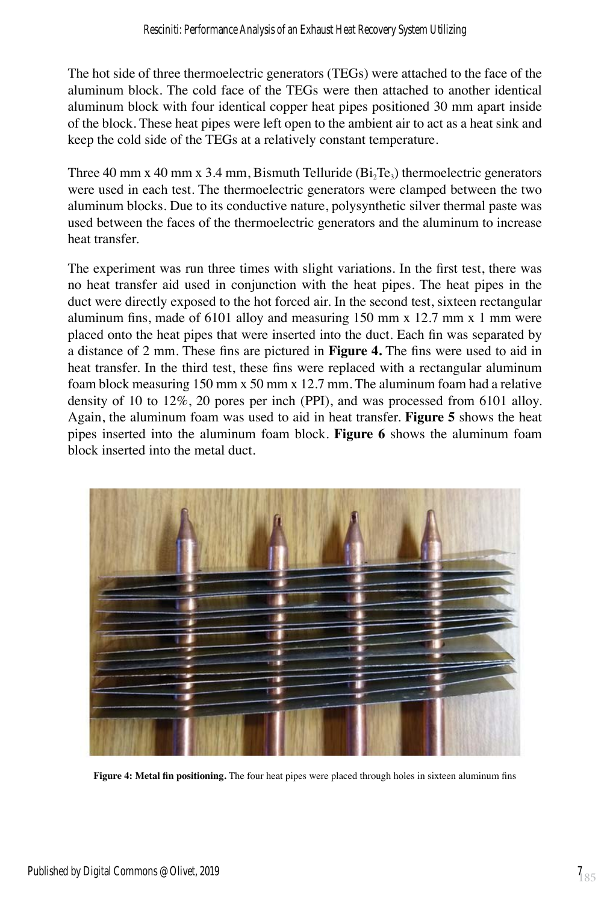The hot side of three thermoelectric generators (TEGs) were attached to the face of the aluminum block. The cold face of the TEGs were then attached to another identical aluminum block with four identical copper heat pipes positioned 30 mm apart inside of the block. These heat pipes were left open to the ambient air to act as a heat sink and keep the cold side of the TEGs at a relatively constant temperature.

Three 40 mm x 40 mm x 3.4 mm, Bismuth Telluride ($Bi_2Te_3$) thermoelectric generators were used in each test. The thermoelectric generators were clamped between the two aluminum blocks. Due to its conductive nature, polysynthetic silver thermal paste was used between the faces of the thermoelectric generators and the aluminum to increase heat transfer.

The experiment was run three times with slight variations. In the first test, there was no heat transfer aid used in conjunction with the heat pipes. The heat pipes in the duct were directly exposed to the hot forced air. In the second test, sixteen rectangular aluminum fins, made of 6101 alloy and measuring 150 mm x 12.7 mm x 1 mm were placed onto the heat pipes that were inserted into the duct. Each fin was separated by a distance of 2 mm. These fins are pictured in **Figure 4.** The fins were used to aid in heat transfer. In the third test, these fins were replaced with a rectangular aluminum foam block measuring 150 mm x 50 mm x 12.7 mm. The aluminum foam had a relative density of 10 to 12%, 20 pores per inch (PPI), and was processed from 6101 alloy. Again, the aluminum foam was used to aid in heat transfer. **Figure 5** shows the heat pipes inserted into the aluminum foam block. **Figure 6** shows the aluminum foam block inserted into the metal duct.

**Figure 4: Metal fin positioning.** The four heat pipes were placed through holes in sixteen aluminum fins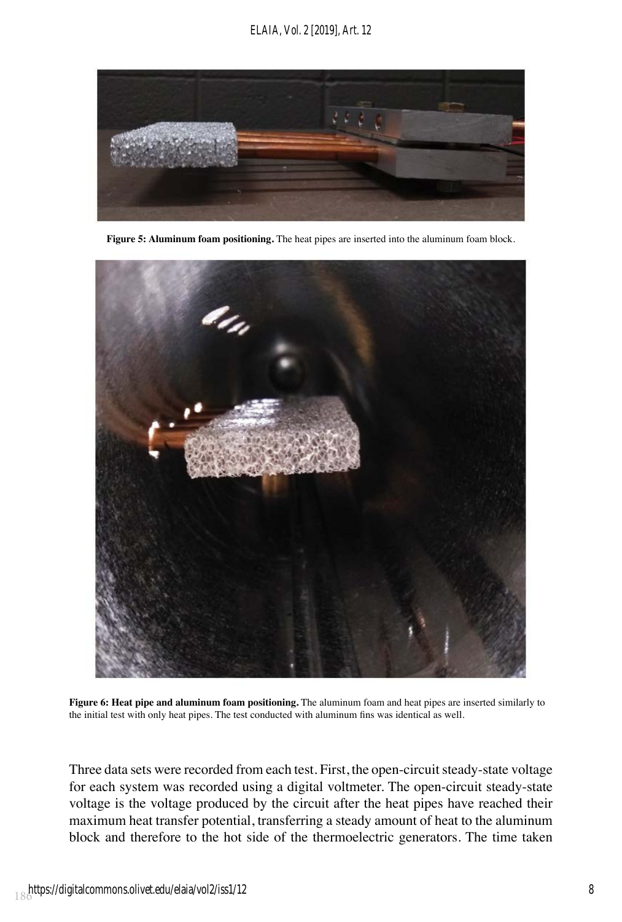**Figure 5: Aluminum foam positioning.** The heat pipes are inserted into the aluminum foam block.

**Figure 6: Heat pipe and aluminum foam positioning.** The aluminum foam and heat pipes are inserted similarly to the initial test with only heat pipes. The test conducted with aluminum fins was identical as well.

Three data sets were recorded from each test. First, the open-circuit steady-state voltage for each system was recorded using a digital voltmeter. The open-circuit steady-state voltage is the voltage produced by the circuit after the heat pipes have reached their maximum heat transfer potential, transferring a steady amount of heat to the aluminum block and therefore to the hot side of the thermoelectric generators. The time taken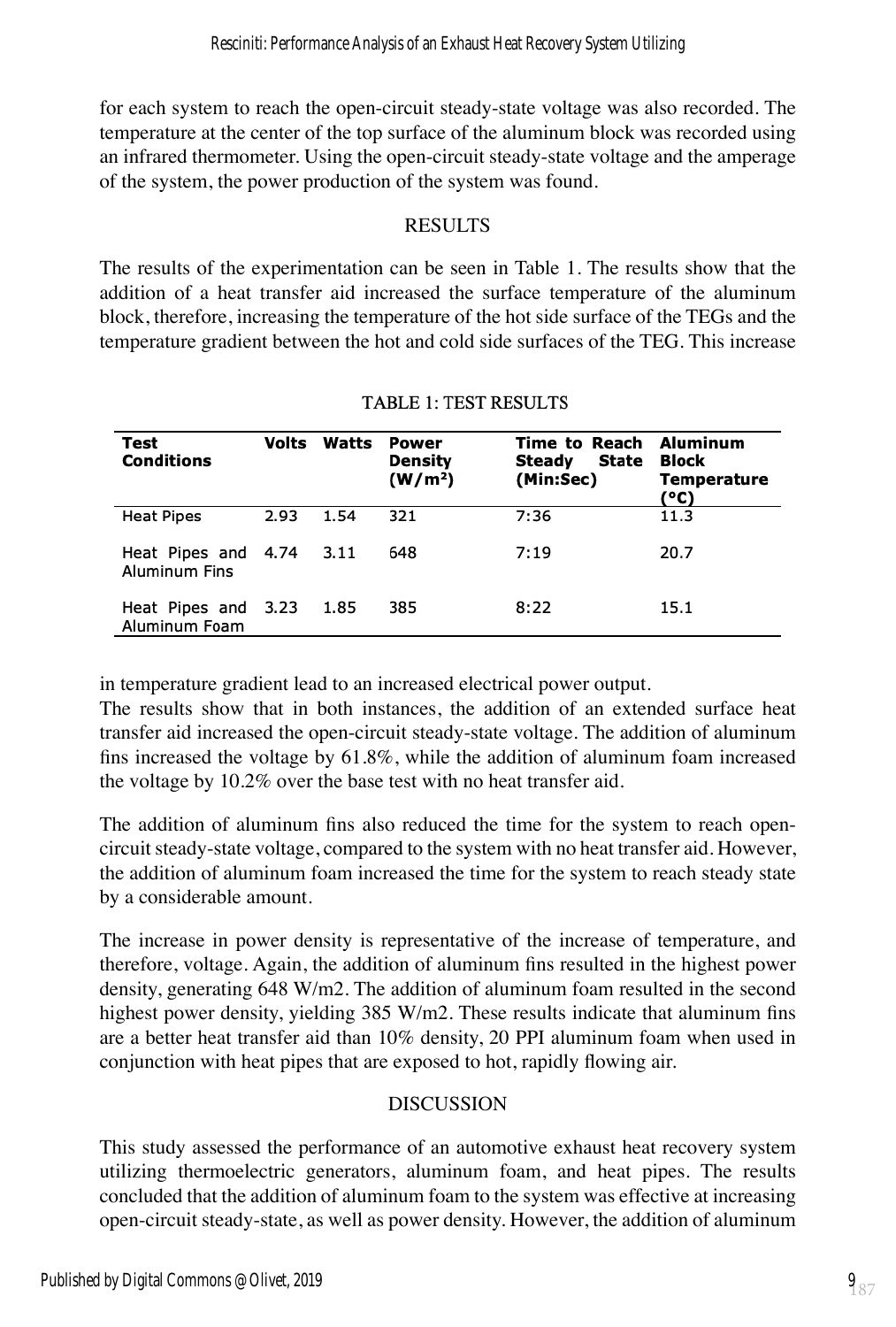for each system to reach the open-circuit steady-state voltage was also recorded. The temperature at the center of the top surface of the aluminum block was recorded using an infrared thermometer. Using the open-circuit steady-state voltage and the amperage of the system, the power production of the system was found.

## RESULTS

The results of the experimentation can be seen in Table 1. The results show that the addition of a heat transfer aid increased the surface temperature of the aluminum block, therefore, increasing the temperature of the hot side surface of the TEGs and the temperature gradient between the hot and cold side surfaces of the TEG. This increase in temperature gradient lead to an increased electrical power output.

TABLE 1: TEST RESULTS

| Test Conditions | Volts | Watts | Power Density (W/m²) | Time to Reach Steady State (Min:Sec) | Aluminum Block Temperature (°C) |
|---|---|---|---|---|---|
| Heat Pipes | 2.93 | 1.54 | 321 | 7:36 | 11.3 |
| Heat Pipes and Aluminum Fins | 4.74 | 3.11 | 648 | 7:19 | 20.7 |
| Heat Pipes and Aluminum Foam | 3.23 | 1.85 | 385 | 8:22 | 15.1 |

The results show that in both instances, the addition of an extended surface heat transfer aid increased the open-circuit steady-state voltage. The addition of aluminum fins increased the voltage by 61.8%, while the addition of aluminum foam increased the voltage by 10.2% over the base test with no heat transfer aid.

The addition of aluminum fins also reduced the time for the system to reach open-circuit steady-state voltage, compared to the system with no heat transfer aid. However, the addition of aluminum foam increased the time for the system to reach steady state by a considerable amount.

The increase in power density is representative of the increase of temperature, and therefore, voltage. Again, the addition of aluminum fins resulted in the highest power density, generating 648 W/m2. The addition of aluminum foam resulted in the second highest power density, yielding 385 W/m2. These results indicate that aluminum fins are a better heat transfer aid than 10% density, 20 PPI aluminum foam when used in conjunction with heat pipes that are exposed to hot, rapidly flowing air.

## DISCUSSION

This study assessed the performance of an automotive exhaust heat recovery system utilizing thermoelectric generators, aluminum foam, and heat pipes. The results concluded that the addition of aluminum foam to the system was effective at increasing open-circuit steady-state, as well as power density. However, the addition of aluminum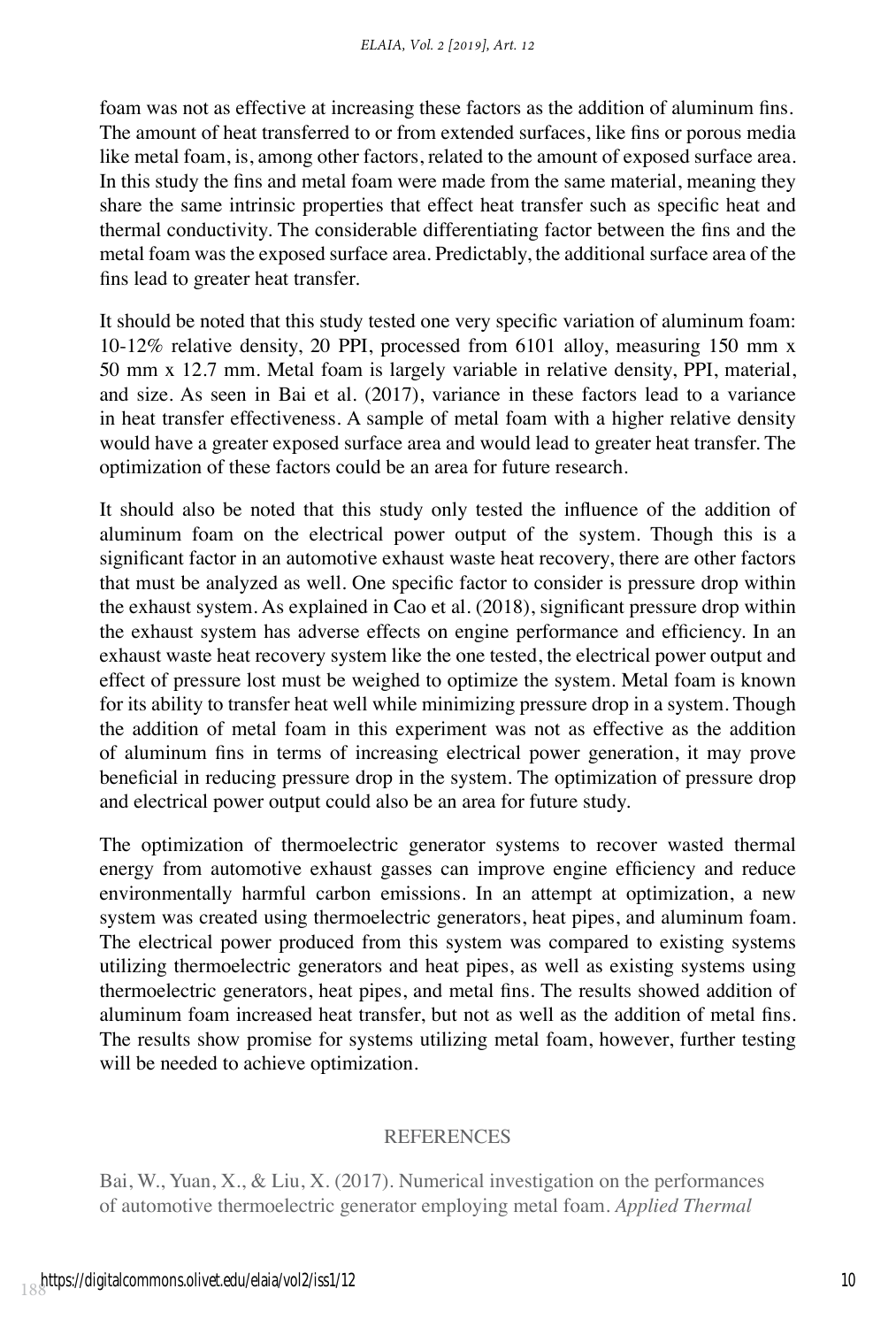foam was not as effective at increasing these factors as the addition of aluminum fins. The amount of heat transferred to or from extended surfaces, like fins or porous media like metal foam, is, among other factors, related to the amount of exposed surface area. In this study the fins and metal foam were made from the same material, meaning they share the same intrinsic properties that effect heat transfer such as specific heat and thermal conductivity. The considerable differentiating factor between the fins and the metal foam was the exposed surface area. Predictably, the additional surface area of the fins lead to greater heat transfer.

It should be noted that this study tested one very specific variation of aluminum foam: 10-12% relative density, 20 PPI, processed from 6101 alloy, measuring 150 mm x 50 mm x 12.7 mm. Metal foam is largely variable in relative density, PPI, material, and size. As seen in Bai et al. (2017), variance in these factors lead to a variance in heat transfer effectiveness. A sample of metal foam with a higher relative density would have a greater exposed surface area and would lead to greater heat transfer. The optimization of these factors could be an area for future research.

It should also be noted that this study only tested the influence of the addition of aluminum foam on the electrical power output of the system. Though this is a significant factor in an automotive exhaust waste heat recovery, there are other factors that must be analyzed as well. One specific factor to consider is pressure drop within the exhaust system. As explained in Cao et al. (2018), significant pressure drop within the exhaust system has adverse effects on engine performance and efficiency. In an exhaust waste heat recovery system like the one tested, the electrical power output and effect of pressure lost must be weighed to optimize the system. Metal foam is known for its ability to transfer heat well while minimizing pressure drop in a system. Though the addition of metal foam in this experiment was not as effective as the addition of aluminum fins in terms of increasing electrical power generation, it may prove beneficial in reducing pressure drop in the system. The optimization of pressure drop and electrical power output could also be an area for future study.

The optimization of thermoelectric generator systems to recover wasted thermal energy from automotive exhaust gasses can improve engine efficiency and reduce environmentally harmful carbon emissions. In an attempt at optimization, a new system was created using thermoelectric generators, heat pipes, and aluminum foam. The electrical power produced from this system was compared to existing systems utilizing thermoelectric generators and heat pipes, as well as existing systems using thermoelectric generators, heat pipes, and metal fins. The results showed addition of aluminum foam increased heat transfer, but not as well as the addition of metal fins. The results show promise for systems utilizing metal foam, however, further testing will be needed to achieve optimization.

## REFERENCES

Bai, W., Yuan, X., & Liu, X. (2017). Numerical investigation on the performances of automotive thermoelectric generator employing metal foam. *Applied Thermal*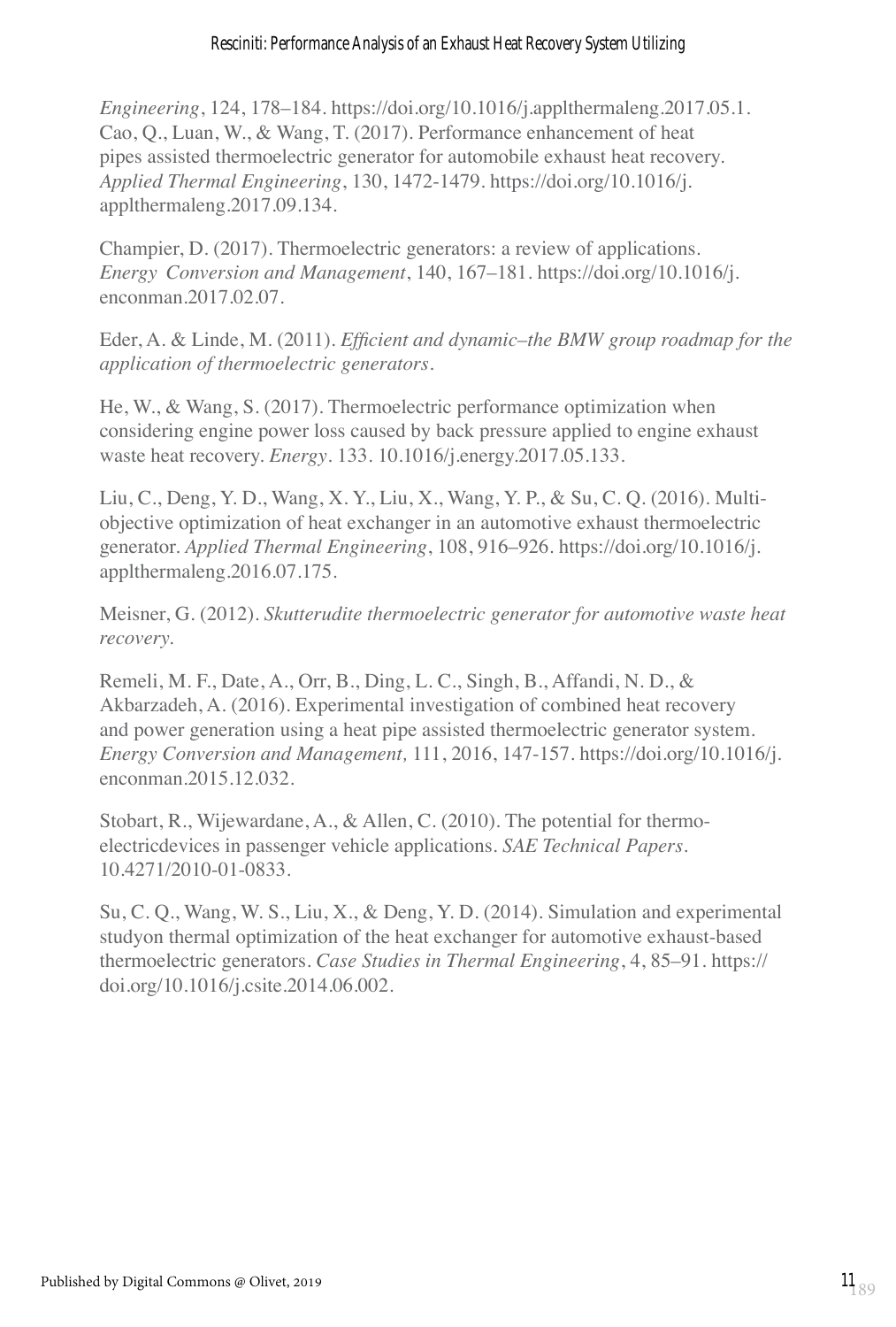*Engineering*, 124, 178–184. https://doi.org/10.1016/j.applthermaleng.2017.05.1.
Cao, Q., Luan, W., & Wang, T. (2017). Performance enhancement of heat pipes assisted thermoelectric generator for automobile exhaust heat recovery. *Applied Thermal Engineering*, 130, 1472-1479. https://doi.org/10.1016/j.applthermaleng.2017.09.134.

Champier, D. (2017). Thermoelectric generators: a review of applications. *Energy Conversion and Management*, 140, 167–181. https://doi.org/10.1016/j.enconman.2017.02.07.

Eder, A. & Linde, M. (2011). *Efficient and dynamic–the BMW group roadmap for the application of thermoelectric generators*.

He, W., & Wang, S. (2017). Thermoelectric performance optimization when considering engine power loss caused by back pressure applied to engine exhaust waste heat recovery. *Energy*. 133. 10.1016/j.energy.2017.05.133.

Liu, C., Deng, Y. D., Wang, X. Y., Liu, X., Wang, Y. P., & Su, C. Q. (2016). Multi-objective optimization of heat exchanger in an automotive exhaust thermoelectric generator. *Applied Thermal Engineering*, 108, 916–926. https://doi.org/10.1016/j.applthermaleng.2016.07.175.

Meisner, G. (2012). *Skutterudite thermoelectric generator for automotive waste heat recovery.*

Remeli, M. F., Date, A., Orr, B., Ding, L. C., Singh, B., Affandi, N. D., & Akbarzadeh, A. (2016). Experimental investigation of combined heat recovery and power generation using a heat pipe assisted thermoelectric generator system. *Energy Conversion and Management,* 111, 2016, 147-157. https://doi.org/10.1016/j.enconman.2015.12.032.

Stobart, R., Wijewardane, A., & Allen, C. (2010). The potential for thermo-electricdevices in passenger vehicle applications. *SAE Technical Papers*. 10.4271/2010-01-0833.

Su, C. Q., Wang, W. S., Liu, X., & Deng, Y. D. (2014). Simulation and experimental studyon thermal optimization of the heat exchanger for automotive exhaust-based thermoelectric generators. *Case Studies in Thermal Engineering*, 4, 85–91. https://doi.org/10.1016/j.csite.2014.06.002.